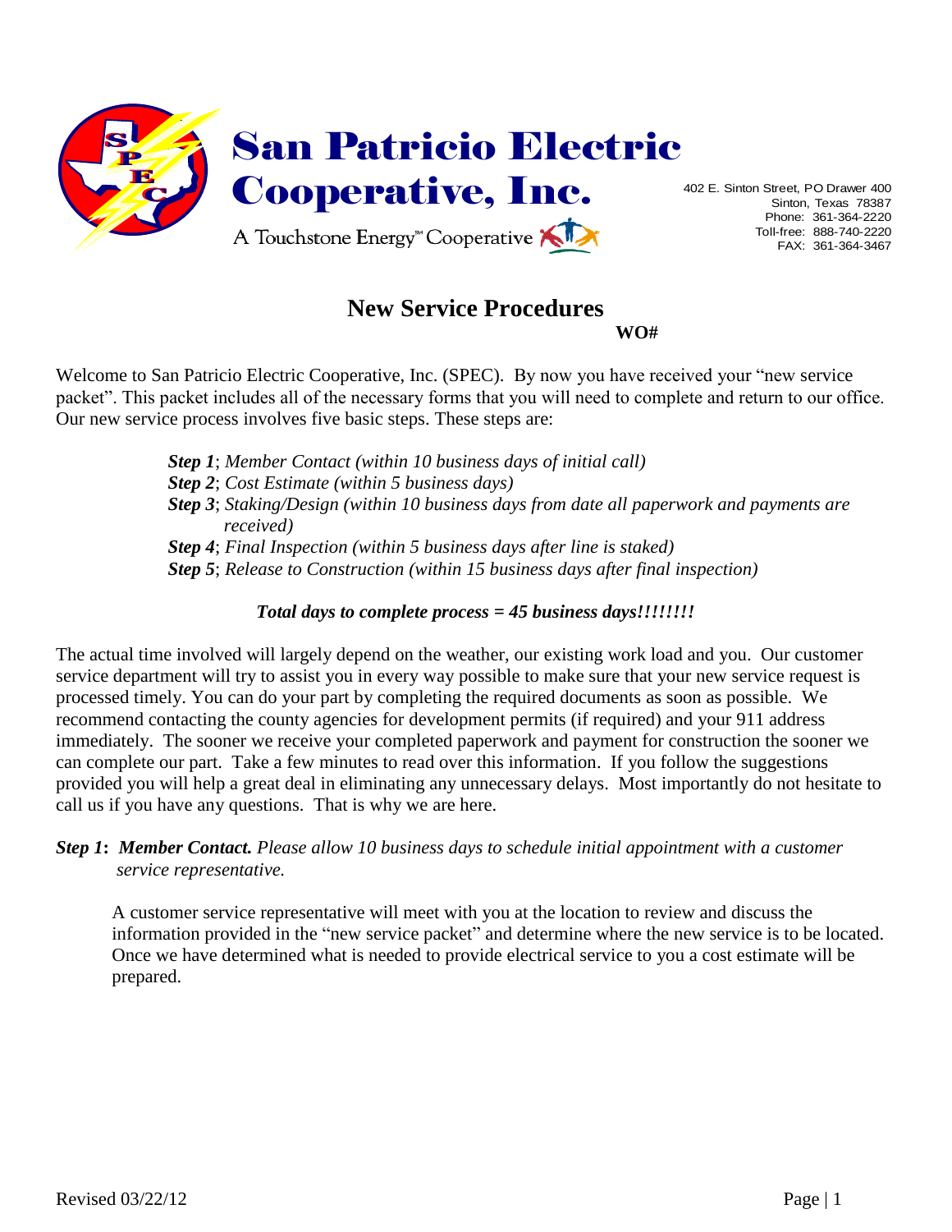# San Patricio Electric Cooperative, Inc.

A Touchstone Energy℠ Cooperative

402 E. Sinton Street, PO Drawer 400
Sinton, Texas 78387
Phone: 361-364-2220
Toll-free: 888-740-2220
FAX: 361-364-3467

## New Service Procedures

**WO#**

Welcome to San Patricio Electric Cooperative, Inc. (SPEC). By now you have received your "new service packet". This packet includes all of the necessary forms that you will need to complete and return to our office. Our new service process involves five basic steps. These steps are:

***Step 1***; *Member Contact (within 10 business days of initial call)*
***Step 2***; *Cost Estimate (within 5 business days)*
***Step 3***; *Staking/Design (within 10 business days from date all paperwork and payments are received)*
***Step 4***; *Final Inspection (within 5 business days after line is staked)*
***Step 5***; *Release to Construction (within 15 business days after final inspection)*

***Total days to complete process = 45 business days!!!!!!!!***

The actual time involved will largely depend on the weather, our existing work load and you. Our customer service department will try to assist you in every way possible to make sure that your new service request is processed timely. You can do your part by completing the required documents as soon as possible. We recommend contacting the county agencies for development permits (if required) and your 911 address immediately. The sooner we receive your completed paperwork and payment for construction the sooner we can complete our part. Take a few minutes to read over this information. If you follow the suggestions provided you will help a great deal in eliminating any unnecessary delays. Most importantly do not hesitate to call us if you have any questions. That is why we are here.

***Step 1*: *Member Contact.*** *Please allow 10 business days to schedule initial appointment with a customer service representative.*

A customer service representative will meet with you at the location to review and discuss the information provided in the "new service packet" and determine where the new service is to be located. Once we have determined what is needed to provide electrical service to you a cost estimate will be prepared.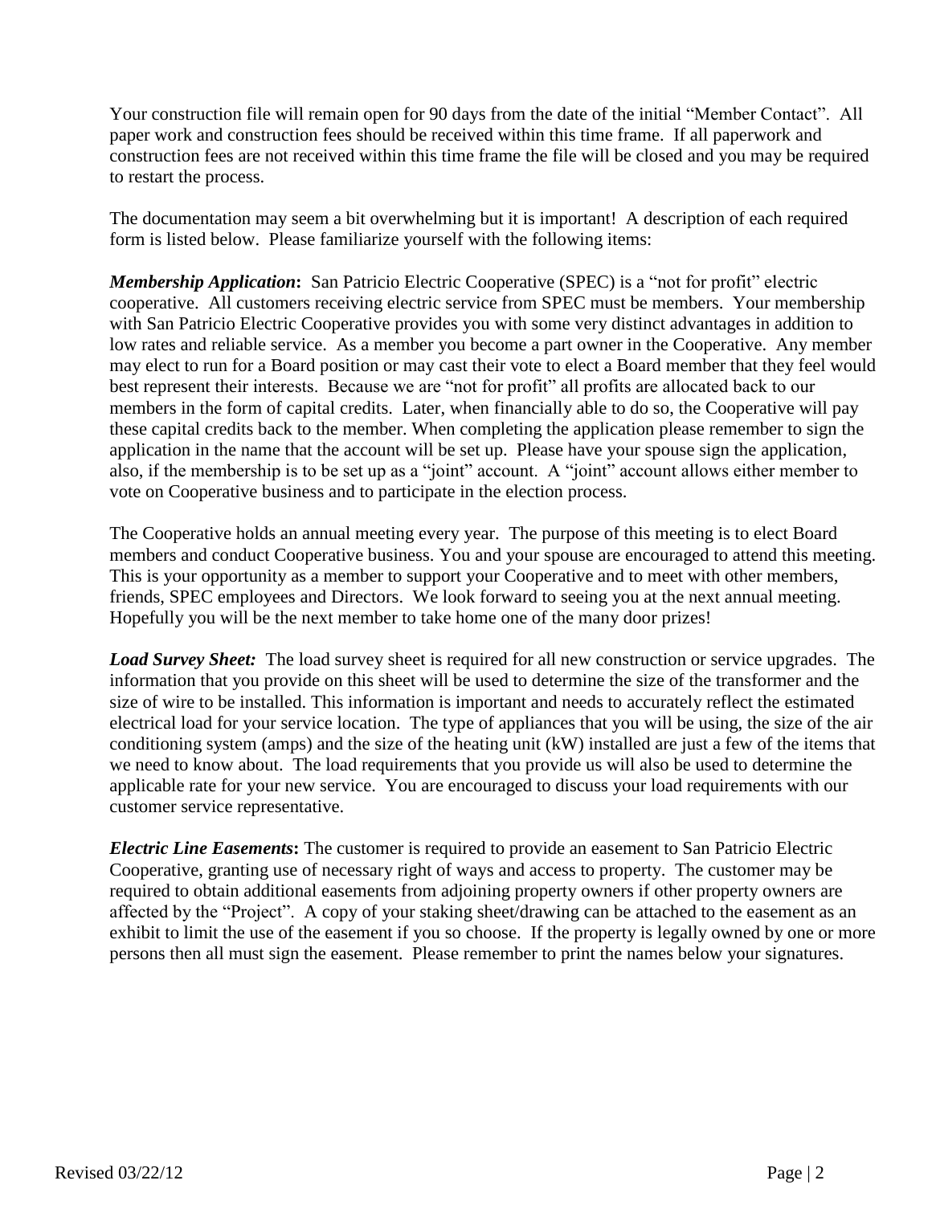Your construction file will remain open for 90 days from the date of the initial "Member Contact". All paper work and construction fees should be received within this time frame. If all paperwork and construction fees are not received within this time frame the file will be closed and you may be required to restart the process.

The documentation may seem a bit overwhelming but it is important! A description of each required form is listed below. Please familiarize yourself with the following items:

***Membership Application*****:** San Patricio Electric Cooperative (SPEC) is a "not for profit" electric cooperative. All customers receiving electric service from SPEC must be members. Your membership with San Patricio Electric Cooperative provides you with some very distinct advantages in addition to low rates and reliable service. As a member you become a part owner in the Cooperative. Any member may elect to run for a Board position or may cast their vote to elect a Board member that they feel would best represent their interests. Because we are "not for profit" all profits are allocated back to our members in the form of capital credits. Later, when financially able to do so, the Cooperative will pay these capital credits back to the member. When completing the application please remember to sign the application in the name that the account will be set up. Please have your spouse sign the application, also, if the membership is to be set up as a "joint" account. A "joint" account allows either member to vote on Cooperative business and to participate in the election process.

The Cooperative holds an annual meeting every year. The purpose of this meeting is to elect Board members and conduct Cooperative business. You and your spouse are encouraged to attend this meeting. This is your opportunity as a member to support your Cooperative and to meet with other members, friends, SPEC employees and Directors. We look forward to seeing you at the next annual meeting. Hopefully you will be the next member to take home one of the many door prizes!

***Load Survey Sheet:*** The load survey sheet is required for all new construction or service upgrades. The information that you provide on this sheet will be used to determine the size of the transformer and the size of wire to be installed. This information is important and needs to accurately reflect the estimated electrical load for your service location. The type of appliances that you will be using, the size of the air conditioning system (amps) and the size of the heating unit (kW) installed are just a few of the items that we need to know about. The load requirements that you provide us will also be used to determine the applicable rate for your new service. You are encouraged to discuss your load requirements with our customer service representative.

***Electric Line Easements*****:** The customer is required to provide an easement to San Patricio Electric Cooperative, granting use of necessary right of ways and access to property. The customer may be required to obtain additional easements from adjoining property owners if other property owners are affected by the "Project". A copy of your staking sheet/drawing can be attached to the easement as an exhibit to limit the use of the easement if you so choose. If the property is legally owned by one or more persons then all must sign the easement. Please remember to print the names below your signatures.

Revised 03/22/12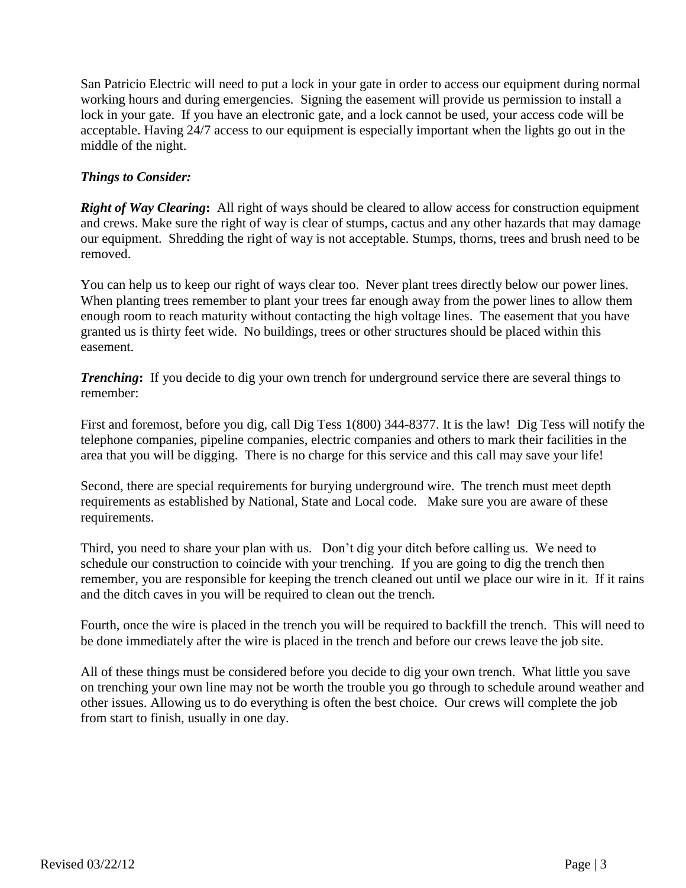San Patricio Electric will need to put a lock in your gate in order to access our equipment during normal working hours and during emergencies. Signing the easement will provide us permission to install a lock in your gate. If you have an electronic gate, and a lock cannot be used, your access code will be acceptable. Having 24/7 access to our equipment is especially important when the lights go out in the middle of the night.

***Things to Consider:***

***Right of Way Clearing*:** All right of ways should be cleared to allow access for construction equipment and crews. Make sure the right of way is clear of stumps, cactus and any other hazards that may damage our equipment. Shredding the right of way is not acceptable. Stumps, thorns, trees and brush need to be removed.

You can help us to keep our right of ways clear too. Never plant trees directly below our power lines. When planting trees remember to plant your trees far enough away from the power lines to allow them enough room to reach maturity without contacting the high voltage lines. The easement that you have granted us is thirty feet wide. No buildings, trees or other structures should be placed within this easement.

***Trenching*:** If you decide to dig your own trench for underground service there are several things to remember:

First and foremost, before you dig, call Dig Tess 1(800) 344-8377. It is the law! Dig Tess will notify the telephone companies, pipeline companies, electric companies and others to mark their facilities in the area that you will be digging. There is no charge for this service and this call may save your life!

Second, there are special requirements for burying underground wire. The trench must meet depth requirements as established by National, State and Local code. Make sure you are aware of these requirements.

Third, you need to share your plan with us. Don't dig your ditch before calling us. We need to schedule our construction to coincide with your trenching. If you are going to dig the trench then remember, you are responsible for keeping the trench cleaned out until we place our wire in it. If it rains and the ditch caves in you will be required to clean out the trench.

Fourth, once the wire is placed in the trench you will be required to backfill the trench. This will need to be done immediately after the wire is placed in the trench and before our crews leave the job site.

All of these things must be considered before you decide to dig your own trench. What little you save on trenching your own line may not be worth the trouble you go through to schedule around weather and other issues. Allowing us to do everything is often the best choice. Our crews will complete the job from start to finish, usually in one day.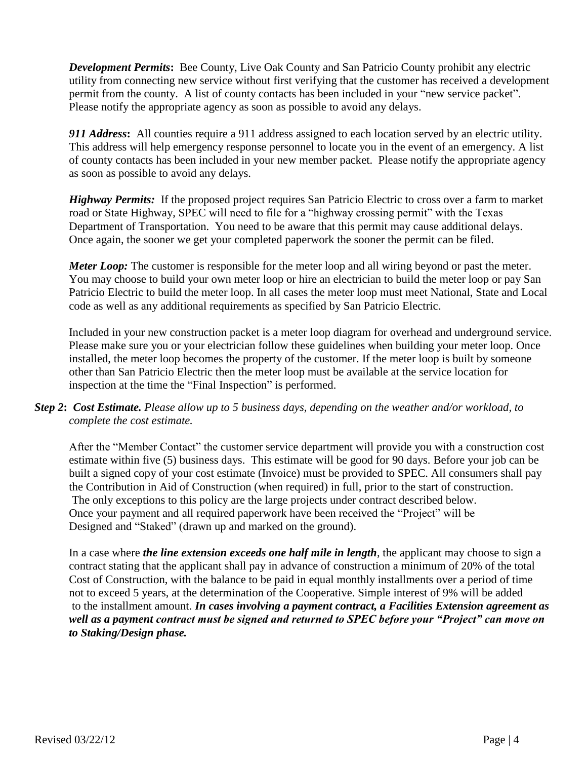***Development Permits*:** Bee County, Live Oak County and San Patricio County prohibit any electric utility from connecting new service without first verifying that the customer has received a development permit from the county. A list of county contacts has been included in your "new service packet". Please notify the appropriate agency as soon as possible to avoid any delays.

***911 Address*:** All counties require a 911 address assigned to each location served by an electric utility. This address will help emergency response personnel to locate you in the event of an emergency. A list of county contacts has been included in your new member packet. Please notify the appropriate agency as soon as possible to avoid any delays.

***Highway Permits:*** If the proposed project requires San Patricio Electric to cross over a farm to market road or State Highway, SPEC will need to file for a "highway crossing permit" with the Texas Department of Transportation. You need to be aware that this permit may cause additional delays. Once again, the sooner we get your completed paperwork the sooner the permit can be filed.

***Meter Loop:*** The customer is responsible for the meter loop and all wiring beyond or past the meter. You may choose to build your own meter loop or hire an electrician to build the meter loop or pay San Patricio Electric to build the meter loop. In all cases the meter loop must meet National, State and Local code as well as any additional requirements as specified by San Patricio Electric.

Included in your new construction packet is a meter loop diagram for overhead and underground service. Please make sure you or your electrician follow these guidelines when building your meter loop. Once installed, the meter loop becomes the property of the customer. If the meter loop is built by someone other than San Patricio Electric then the meter loop must be available at the service location for inspection at the time the "Final Inspection" is performed.

***Step 2*:** ***Cost Estimate.*** *Please allow up to 5 business days, depending on the weather and/or workload, to complete the cost estimate.*

After the "Member Contact" the customer service department will provide you with a construction cost estimate within five (5) business days. This estimate will be good for 90 days. Before your job can be built a signed copy of your cost estimate (Invoice) must be provided to SPEC. All consumers shall pay the Contribution in Aid of Construction (when required) in full, prior to the start of construction. The only exceptions to this policy are the large projects under contract described below. Once your payment and all required paperwork have been received the "Project" will be Designed and "Staked" (drawn up and marked on the ground).

In a case where ***the line extension exceeds one half mile in length***, the applicant may choose to sign a contract stating that the applicant shall pay in advance of construction a minimum of 20% of the total Cost of Construction, with the balance to be paid in equal monthly installments over a period of time not to exceed 5 years, at the determination of the Cooperative. Simple interest of 9% will be added to the installment amount. ***In cases involving a payment contract, a Facilities Extension agreement as well as a payment contract must be signed and returned to SPEC before your "Project" can move on to Staking/Design phase.***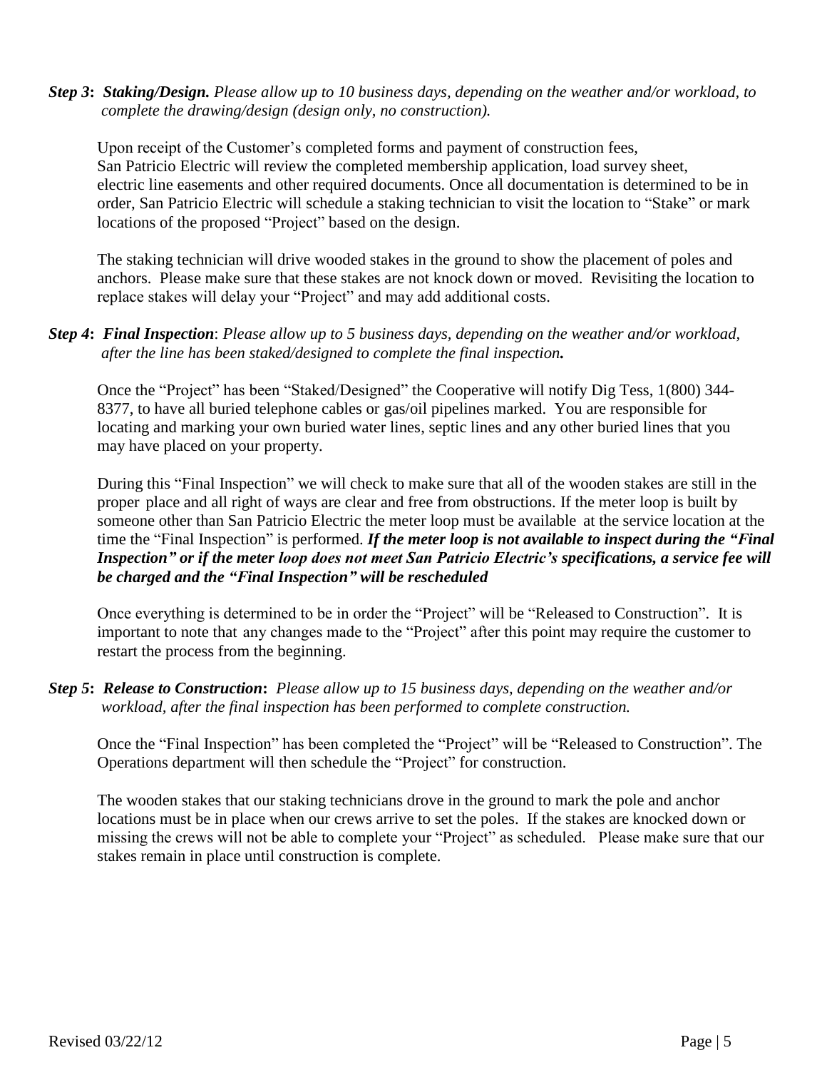***Step 3*: *Staking/Design.*** *Please allow up to 10 business days, depending on the weather and/or workload, to complete the drawing/design (design only, no construction).*

Upon receipt of the Customer's completed forms and payment of construction fees, San Patricio Electric will review the completed membership application, load survey sheet, electric line easements and other required documents. Once all documentation is determined to be in order, San Patricio Electric will schedule a staking technician to visit the location to "Stake" or mark locations of the proposed "Project" based on the design.

The staking technician will drive wooded stakes in the ground to show the placement of poles and anchors. Please make sure that these stakes are not knock down or moved. Revisiting the location to replace stakes will delay your "Project" and may add additional costs.

***Step 4*: *Final Inspection***: *Please allow up to 5 business days, depending on the weather and/or workload, after the line has been staked/designed to complete the final inspection.*

Once the "Project" has been "Staked/Designed" the Cooperative will notify Dig Tess, 1(800) 344-8377, to have all buried telephone cables or gas/oil pipelines marked. You are responsible for locating and marking your own buried water lines, septic lines and any other buried lines that you may have placed on your property.

During this "Final Inspection" we will check to make sure that all of the wooden stakes are still in the proper place and all right of ways are clear and free from obstructions. If the meter loop is built by someone other than San Patricio Electric the meter loop must be available at the service location at the time the "Final Inspection" is performed. ***If the meter loop is not available to inspect during the "Final Inspection" or if the meter loop does not meet San Patricio Electric's specifications, a service fee will be charged and the "Final Inspection" will be rescheduled***

Once everything is determined to be in order the "Project" will be "Released to Construction". It is important to note that any changes made to the "Project" after this point may require the customer to restart the process from the beginning.

***Step 5*: *Release to Construction*:** *Please allow up to 15 business days, depending on the weather and/or workload, after the final inspection has been performed to complete construction.*

Once the "Final Inspection" has been completed the "Project" will be "Released to Construction". The Operations department will then schedule the "Project" for construction.

The wooden stakes that our staking technicians drove in the ground to mark the pole and anchor locations must be in place when our crews arrive to set the poles. If the stakes are knocked down or missing the crews will not be able to complete your "Project" as scheduled. Please make sure that our stakes remain in place until construction is complete.

Revised 03/22/12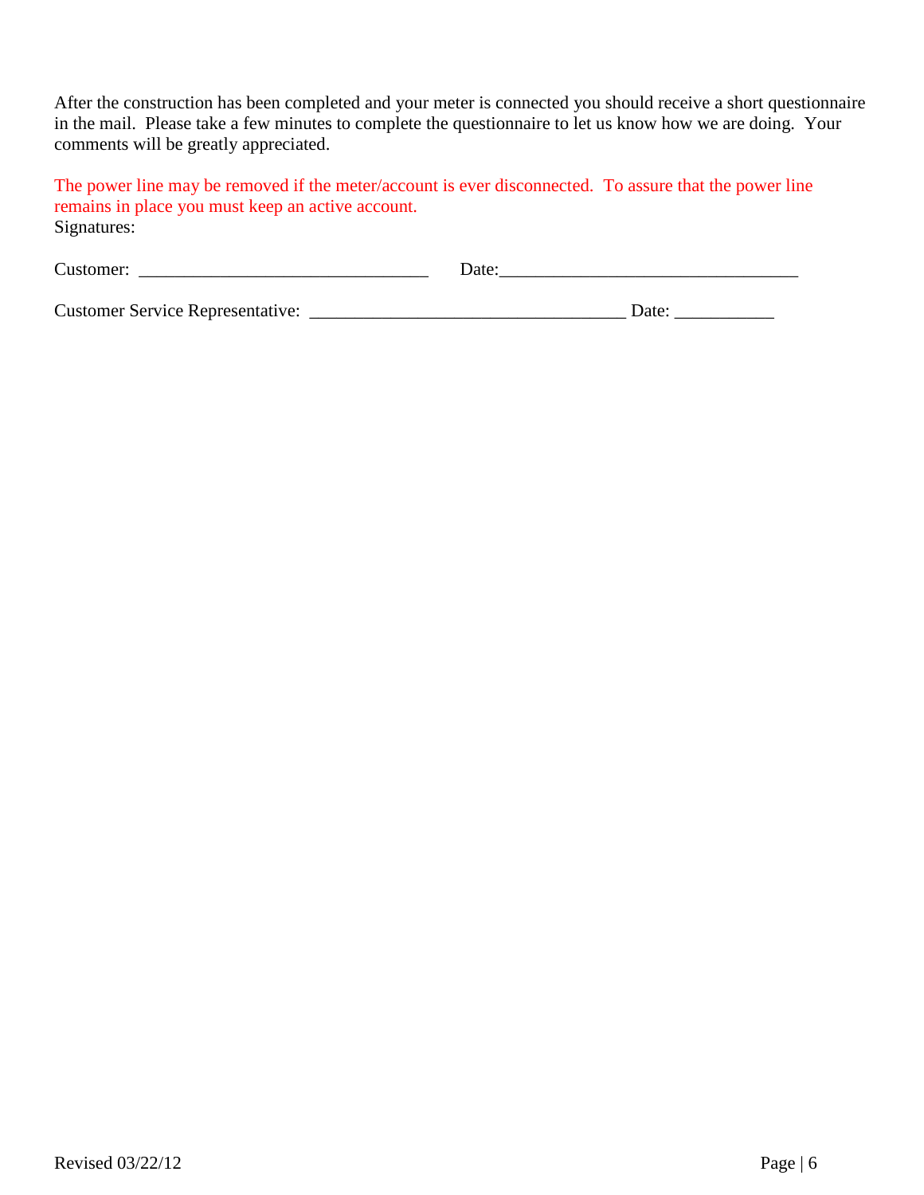After the construction has been completed and your meter is connected you should receive a short questionnaire in the mail. Please take a few minutes to complete the questionnaire to let us know how we are doing. Your comments will be greatly appreciated.

The power line may be removed if the meter/account is ever disconnected. To assure that the power line remains in place you must keep an active account.

Signatures:

Customer: ________________________________ Date:_________________________________

Customer Service Representative: ___________________________________ Date: ___________

Revised 03/22/12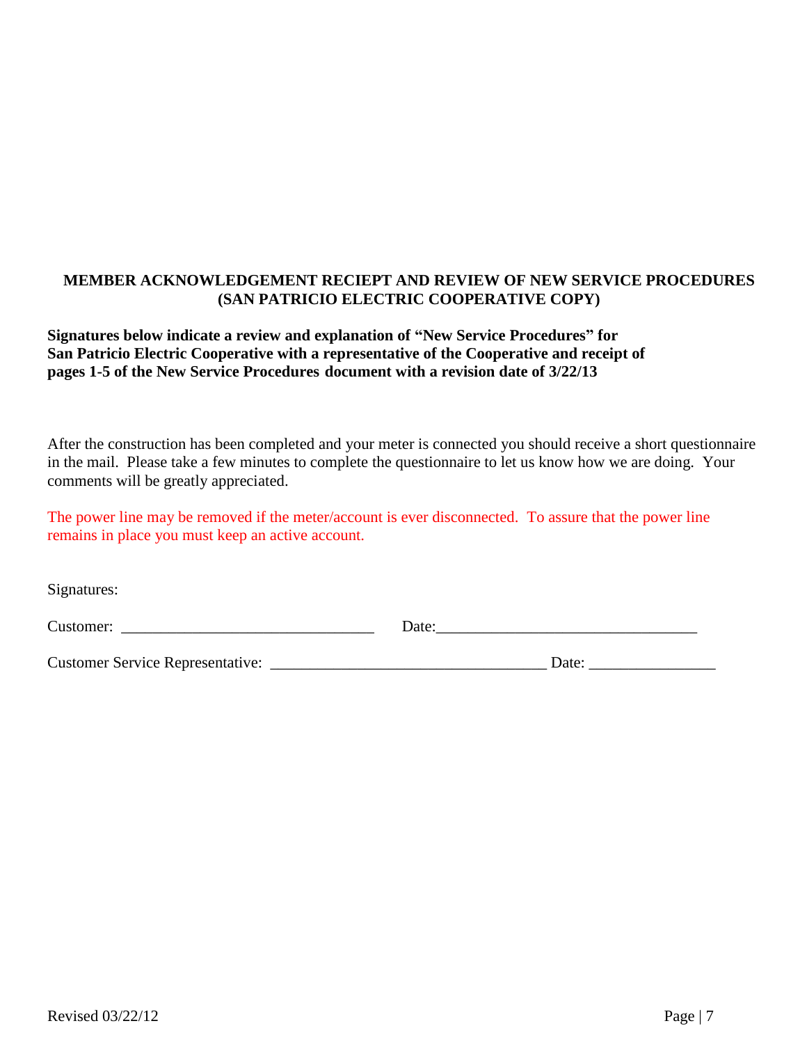## MEMBER ACKNOWLEDGEMENT RECIEPT AND REVIEW OF NEW SERVICE PROCEDURES (SAN PATRICIO ELECTRIC COOPERATIVE COPY)

**Signatures below indicate a review and explanation of "New Service Procedures" for San Patricio Electric Cooperative with a representative of the Cooperative and receipt of pages 1-5 of the New Service Procedures document with a revision date of 3/22/13**

After the construction has been completed and your meter is connected you should receive a short questionnaire in the mail. Please take a few minutes to complete the questionnaire to let us know how we are doing. Your comments will be greatly appreciated.

The power line may be removed if the meter/account is ever disconnected. To assure that the power line remains in place you must keep an active account.

Signatures:

Customer: ________________________________ Date:_________________________________

Customer Service Representative: ___________________________________ Date: ________________

Revised 03/22/12